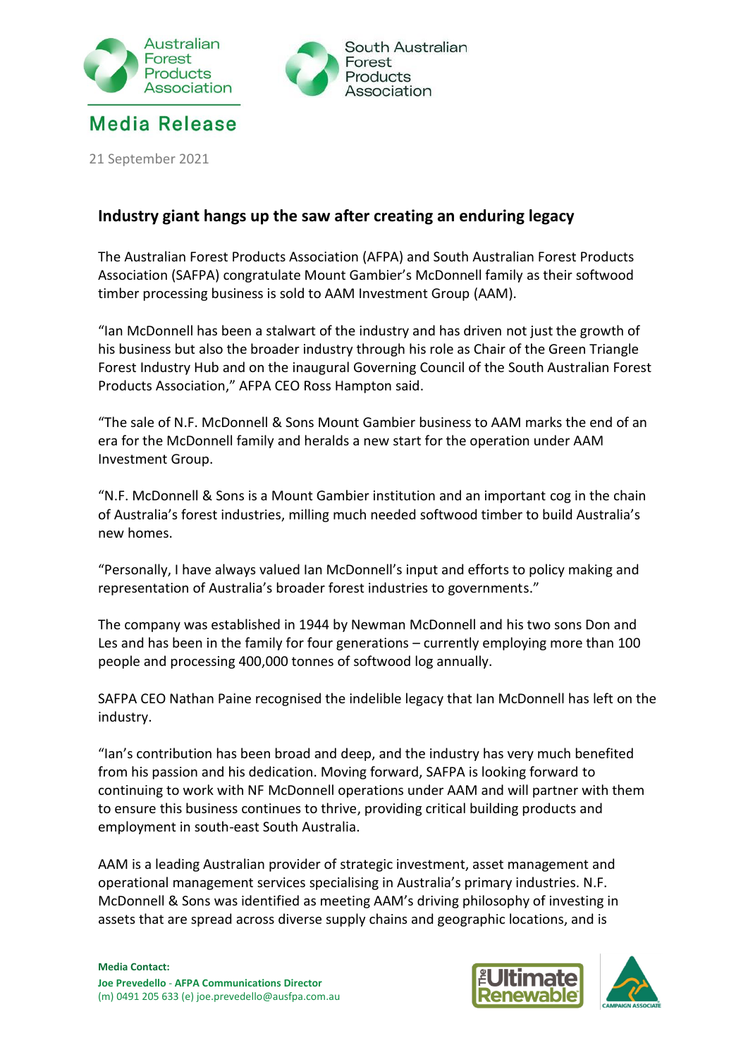Australian Forest Products Association

South Australian Forest Products Association

## Media Release

21 September 2021

### Industry giant hangs up the saw after creating an enduring legacy

The Australian Forest Products Association (AFPA) and South Australian Forest Products Association (SAFPA) congratulate Mount Gambier's McDonnell family as their softwood timber processing business is sold to AAM Investment Group (AAM).

"Ian McDonnell has been a stalwart of the industry and has driven not just the growth of his business but also the broader industry through his role as Chair of the Green Triangle Forest Industry Hub and on the inaugural Governing Council of the South Australian Forest Products Association," AFPA CEO Ross Hampton said.

"The sale of N.F. McDonnell & Sons Mount Gambier business to AAM marks the end of an era for the McDonnell family and heralds a new start for the operation under AAM Investment Group.

"N.F. McDonnell & Sons is a Mount Gambier institution and an important cog in the chain of Australia's forest industries, milling much needed softwood timber to build Australia's new homes.

"Personally, I have always valued Ian McDonnell's input and efforts to policy making and representation of Australia's broader forest industries to governments."

The company was established in 1944 by Newman McDonnell and his two sons Don and Les and has been in the family for four generations – currently employing more than 100 people and processing 400,000 tonnes of softwood log annually.

SAFPA CEO Nathan Paine recognised the indelible legacy that Ian McDonnell has left on the industry.

"Ian's contribution has been broad and deep, and the industry has very much benefited from his passion and his dedication. Moving forward, SAFPA is looking forward to continuing to work with NF McDonnell operations under AAM and will partner with them to ensure this business continues to thrive, providing critical building products and employment in south-east South Australia.

AAM is a leading Australian provider of strategic investment, asset management and operational management services specialising in Australia's primary industries. N.F. McDonnell & Sons was identified as meeting AAM's driving philosophy of investing in assets that are spread across diverse supply chains and geographic locations, and is

**Media Contact:**
**Joe Prevedello - AFPA Communications Director**
(m) 0491 205 633 (e) joe.prevedello@ausfpa.com.au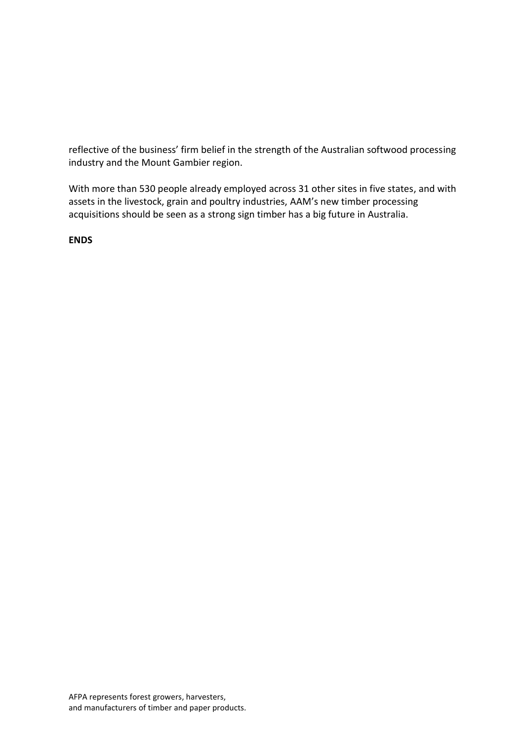reflective of the business' firm belief in the strength of the Australian softwood processing industry and the Mount Gambier region.

With more than 530 people already employed across 31 other sites in five states, and with assets in the livestock, grain and poultry industries, AAM's new timber processing acquisitions should be seen as a strong sign timber has a big future in Australia.

**ENDS**

AFPA represents forest growers, harvesters, and manufacturers of timber and paper products.